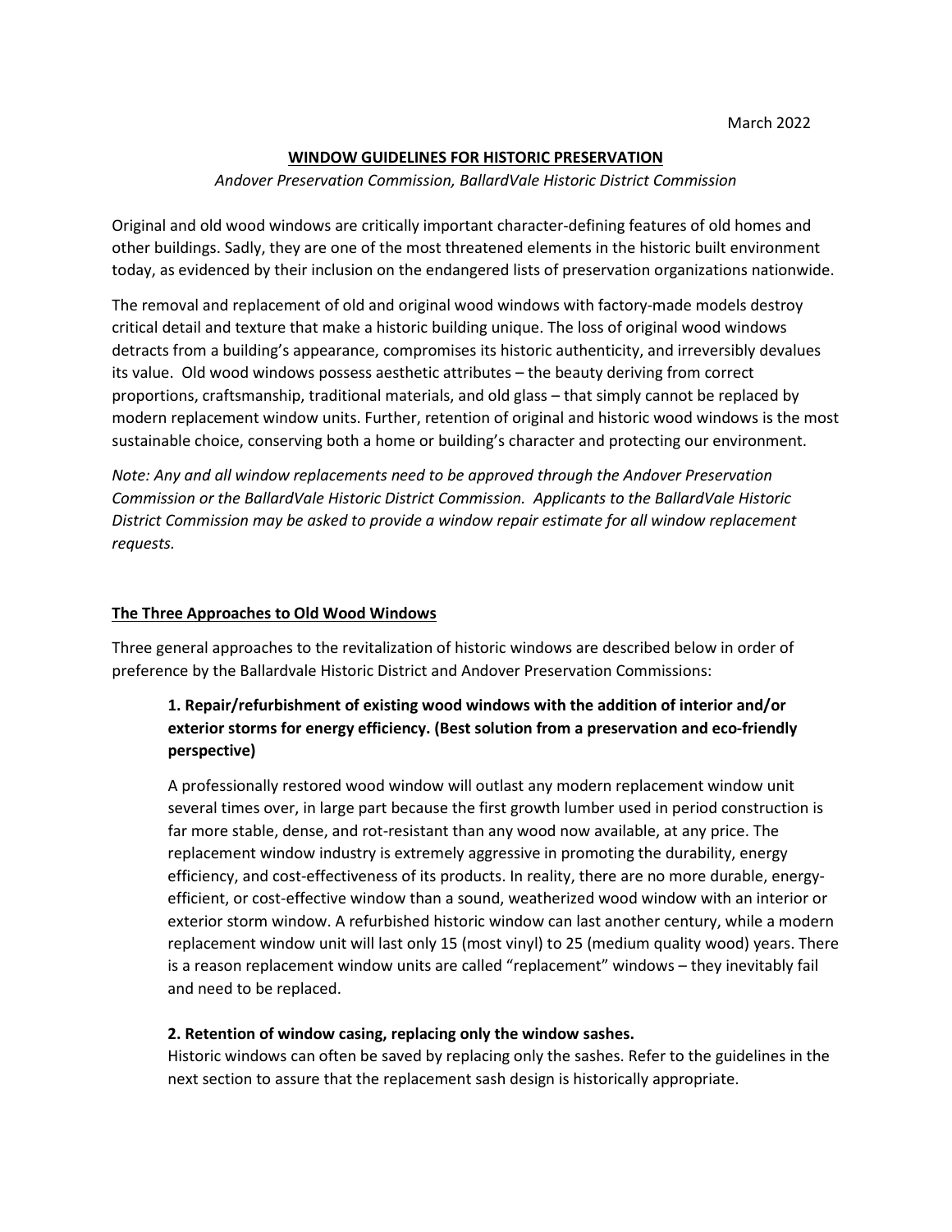March 2022

# WINDOW GUIDELINES FOR HISTORIC PRESERVATION

*Andover Preservation Commission, BallardVale Historic District Commission*

Original and old wood windows are critically important character-defining features of old homes and other buildings. Sadly, they are one of the most threatened elements in the historic built environment today, as evidenced by their inclusion on the endangered lists of preservation organizations nationwide.

The removal and replacement of old and original wood windows with factory-made models destroy critical detail and texture that make a historic building unique. The loss of original wood windows detracts from a building's appearance, compromises its historic authenticity, and irreversibly devalues its value. Old wood windows possess aesthetic attributes – the beauty deriving from correct proportions, craftsmanship, traditional materials, and old glass – that simply cannot be replaced by modern replacement window units. Further, retention of original and historic wood windows is the most sustainable choice, conserving both a home or building's character and protecting our environment.

*Note: Any and all window replacements need to be approved through the Andover Preservation Commission or the BallardVale Historic District Commission. Applicants to the BallardVale Historic District Commission may be asked to provide a window repair estimate for all window replacement requests.*

## The Three Approaches to Old Wood Windows

Three general approaches to the revitalization of historic windows are described below in order of preference by the Ballardvale Historic District and Andover Preservation Commissions:

### 1. Repair/refurbishment of existing wood windows with the addition of interior and/or exterior storms for energy efficiency. (Best solution from a preservation and eco-friendly perspective)

A professionally restored wood window will outlast any modern replacement window unit several times over, in large part because the first growth lumber used in period construction is far more stable, dense, and rot-resistant than any wood now available, at any price. The replacement window industry is extremely aggressive in promoting the durability, energy efficiency, and cost-effectiveness of its products. In reality, there are no more durable, energy-efficient, or cost-effective window than a sound, weatherized wood window with an interior or exterior storm window. A refurbished historic window can last another century, while a modern replacement window unit will last only 15 (most vinyl) to 25 (medium quality wood) years. There is a reason replacement window units are called "replacement" windows – they inevitably fail and need to be replaced.

### 2. Retention of window casing, replacing only the window sashes.

Historic windows can often be saved by replacing only the sashes. Refer to the guidelines in the next section to assure that the replacement sash design is historically appropriate.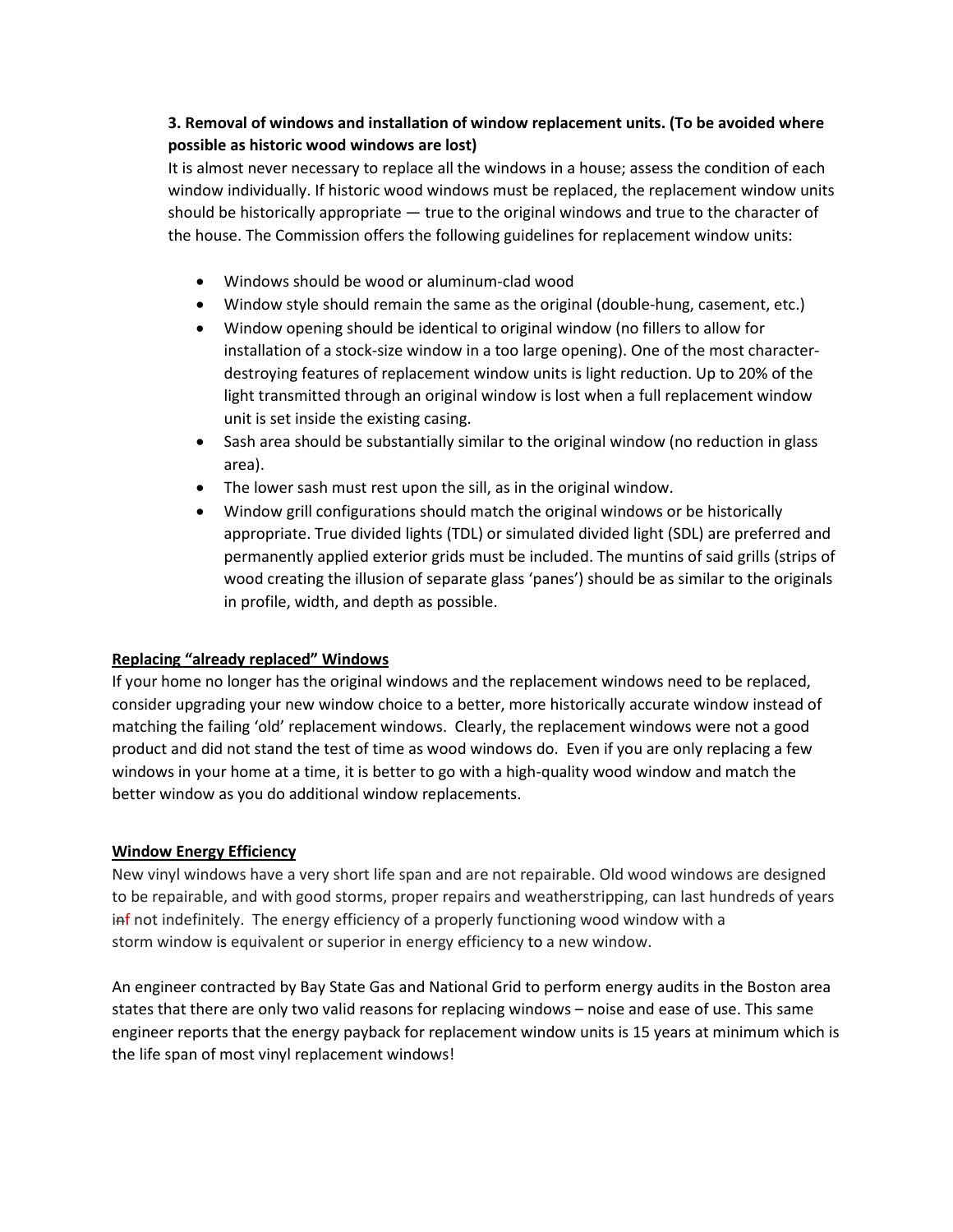**3. Removal of windows and installation of window replacement units. (To be avoided where possible as historic wood windows are lost)**

It is almost never necessary to replace all the windows in a house; assess the condition of each window individually. If historic wood windows must be replaced, the replacement window units should be historically appropriate — true to the original windows and true to the character of the house. The Commission offers the following guidelines for replacement window units:

- Windows should be wood or aluminum-clad wood
- Window style should remain the same as the original (double-hung, casement, etc.)
- Window opening should be identical to original window (no fillers to allow for installation of a stock-size window in a too large opening). One of the most character-destroying features of replacement window units is light reduction. Up to 20% of the light transmitted through an original window is lost when a full replacement window unit is set inside the existing casing.
- Sash area should be substantially similar to the original window (no reduction in glass area).
- The lower sash must rest upon the sill, as in the original window.
- Window grill configurations should match the original windows or be historically appropriate. True divided lights (TDL) or simulated divided light (SDL) are preferred and permanently applied exterior grids must be included. The muntins of said grills (strips of wood creating the illusion of separate glass 'panes') should be as similar to the originals in profile, width, and depth as possible.

**Replacing "already replaced" Windows**

If your home no longer has the original windows and the replacement windows need to be replaced, consider upgrading your new window choice to a better, more historically accurate window instead of matching the failing 'old' replacement windows. Clearly, the replacement windows were not a good product and did not stand the test of time as wood windows do. Even if you are only replacing a few windows in your home at a time, it is better to go with a high-quality wood window and match the better window as you do additional window replacements.

**Window Energy Efficiency**

New vinyl windows have a very short life span and are not repairable. Old wood windows are designed to be repairable, and with good storms, proper repairs and weatherstripping, can last hundreds of years ~~in~~f not indefinitely. The energy efficiency of a properly functioning wood window with a storm window is equivalent or superior in energy efficiency to a new window.

An engineer contracted by Bay State Gas and National Grid to perform energy audits in the Boston area states that there are only two valid reasons for replacing windows – noise and ease of use. This same engineer reports that the energy payback for replacement window units is 15 years at minimum which is the life span of most vinyl replacement windows!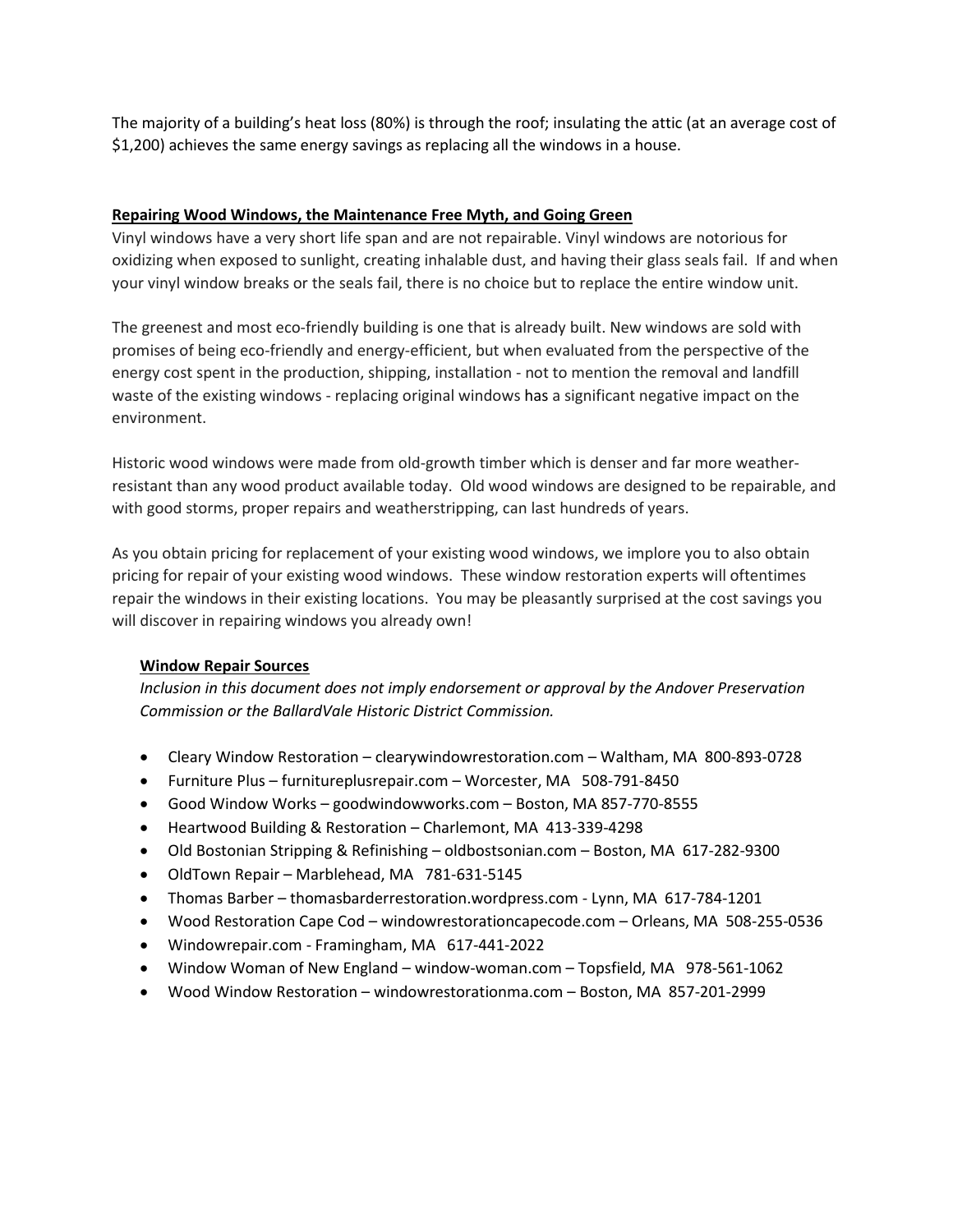The majority of a building's heat loss (80%) is through the roof; insulating the attic (at an average cost of $1,200) achieves the same energy savings as replacing all the windows in a house.

## Repairing Wood Windows, the Maintenance Free Myth, and Going Green

Vinyl windows have a very short life span and are not repairable. Vinyl windows are notorious for oxidizing when exposed to sunlight, creating inhalable dust, and having their glass seals fail. If and when your vinyl window breaks or the seals fail, there is no choice but to replace the entire window unit.

The greenest and most eco-friendly building is one that is already built. New windows are sold with promises of being eco-friendly and energy-efficient, but when evaluated from the perspective of the energy cost spent in the production, shipping, installation - not to mention the removal and landfill waste of the existing windows - replacing original windows has a significant negative impact on the environment.

Historic wood windows were made from old-growth timber which is denser and far more weather-resistant than any wood product available today. Old wood windows are designed to be repairable, and with good storms, proper repairs and weatherstripping, can last hundreds of years.

As you obtain pricing for replacement of your existing wood windows, we implore you to also obtain pricing for repair of your existing wood windows. These window restoration experts will oftentimes repair the windows in their existing locations. You may be pleasantly surprised at the cost savings you will discover in repairing windows you already own!

### Window Repair Sources

*Inclusion in this document does not imply endorsement or approval by the Andover Preservation Commission or the BallardVale Historic District Commission.*

- Cleary Window Restoration – clearywindowrestoration.com – Waltham, MA 800-893-0728
- Furniture Plus – furnitureplusrepair.com – Worcester, MA 508-791-8450
- Good Window Works – goodwindowworks.com – Boston, MA 857-770-8555
- Heartwood Building & Restoration – Charlemont, MA 413-339-4298
- Old Bostonian Stripping & Refinishing – oldbostsonian.com – Boston, MA 617-282-9300
- OldTown Repair – Marblehead, MA 781-631-5145
- Thomas Barber – thomasbarderrestoration.wordpress.com - Lynn, MA 617-784-1201
- Wood Restoration Cape Cod – windowrestorationcapecode.com – Orleans, MA 508-255-0536
- Windowrepair.com - Framingham, MA 617-441-2022
- Window Woman of New England – window-woman.com – Topsfield, MA 978-561-1062
- Wood Window Restoration – windowrestorationma.com – Boston, MA 857-201-2999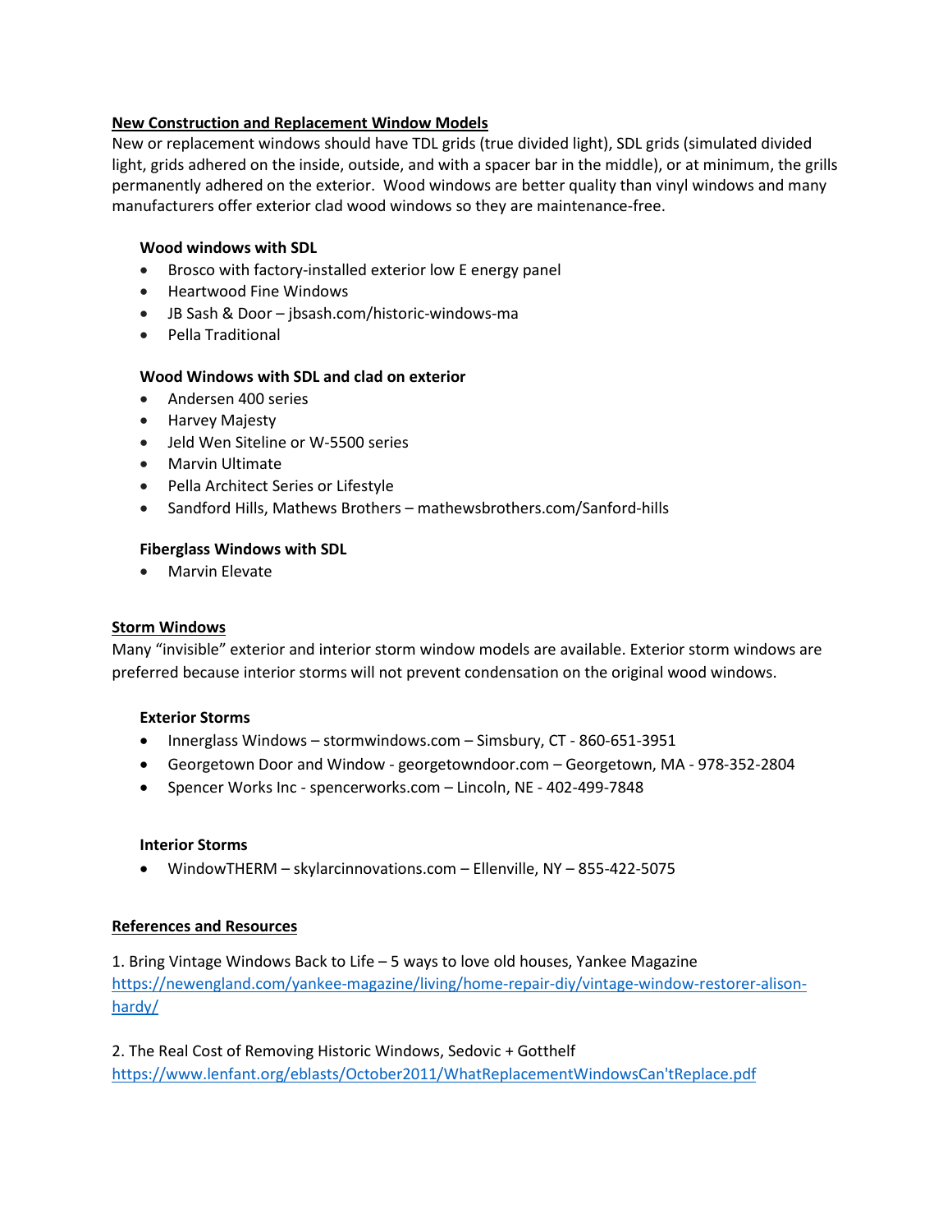## New Construction and Replacement Window Models

New or replacement windows should have TDL grids (true divided light), SDL grids (simulated divided light, grids adhered on the inside, outside, and with a spacer bar in the middle), or at minimum, the grills permanently adhered on the exterior. Wood windows are better quality than vinyl windows and many manufacturers offer exterior clad wood windows so they are maintenance-free.

### Wood windows with SDL

- Brosco with factory-installed exterior low E energy panel
- Heartwood Fine Windows
- JB Sash & Door – jbsash.com/historic-windows-ma
- Pella Traditional

### Wood Windows with SDL and clad on exterior

- Andersen 400 series
- Harvey Majesty
- Jeld Wen Siteline or W-5500 series
- Marvin Ultimate
- Pella Architect Series or Lifestyle
- Sandford Hills, Mathews Brothers – mathewsbrothers.com/Sanford-hills

### Fiberglass Windows with SDL

- Marvin Elevate

## Storm Windows

Many "invisible" exterior and interior storm window models are available. Exterior storm windows are preferred because interior storms will not prevent condensation on the original wood windows.

### Exterior Storms

- Innerglass Windows – stormwindows.com – Simsbury, CT - 860-651-3951
- Georgetown Door and Window - georgetowndoor.com – Georgetown, MA - 978-352-2804
- Spencer Works Inc - spencerworks.com – Lincoln, NE - 402-499-7848

### Interior Storms

- WindowTHERM – skylarcinnovations.com – Ellenville, NY – 855-422-5075

## References and Resources

1. Bring Vintage Windows Back to Life – 5 ways to love old houses, Yankee Magazine
https://newengland.com/yankee-magazine/living/home-repair-diy/vintage-window-restorer-alison-hardy/

2. The Real Cost of Removing Historic Windows, Sedovic + Gotthelf
https://www.lenfant.org/eblasts/October2011/WhatReplacementWindowsCan'tReplace.pdf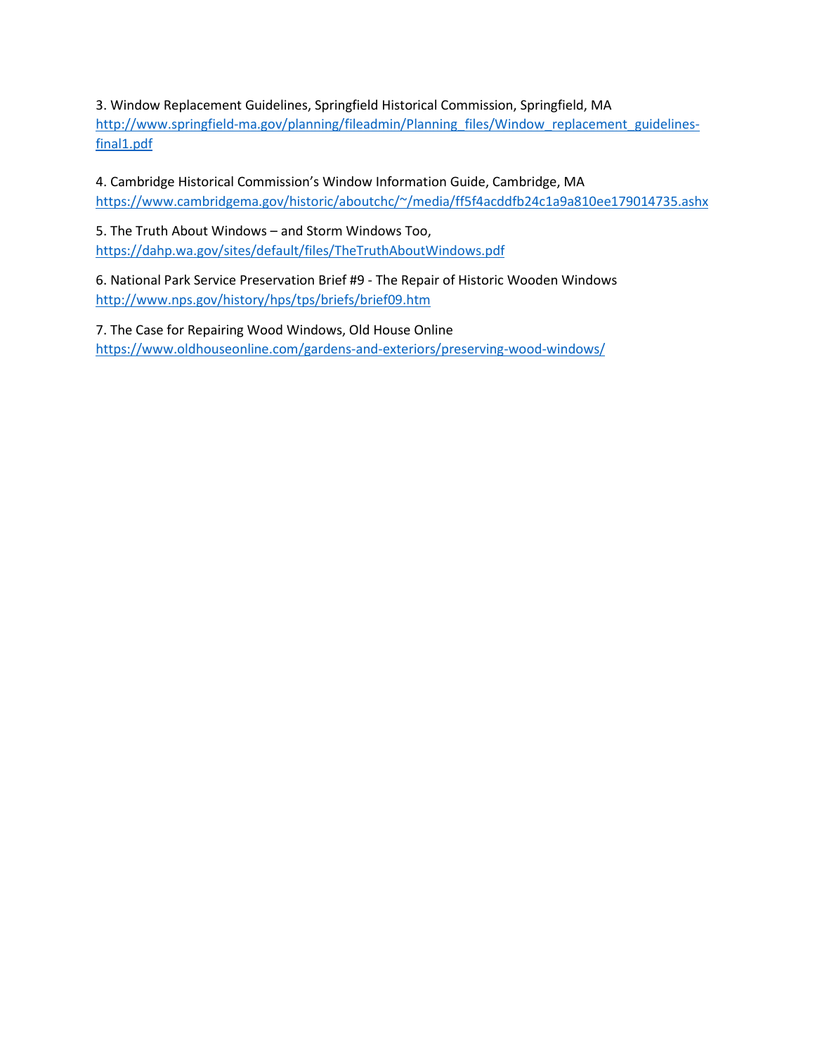3. Window Replacement Guidelines, Springfield Historical Commission, Springfield, MA
http://www.springfield-ma.gov/planning/fileadmin/Planning_files/Window_replacement_guidelines-final1.pdf

4. Cambridge Historical Commission's Window Information Guide, Cambridge, MA
https://www.cambridgema.gov/historic/aboutchc/~/media/ff5f4acddfb24c1a9a810ee179014735.ashx

5. The Truth About Windows – and Storm Windows Too,
https://dahp.wa.gov/sites/default/files/TheTruthAboutWindows.pdf

6. National Park Service Preservation Brief #9 - The Repair of Historic Wooden Windows
http://www.nps.gov/history/hps/tps/briefs/brief09.htm

7. The Case for Repairing Wood Windows, Old House Online
https://www.oldhouseonline.com/gardens-and-exteriors/preserving-wood-windows/